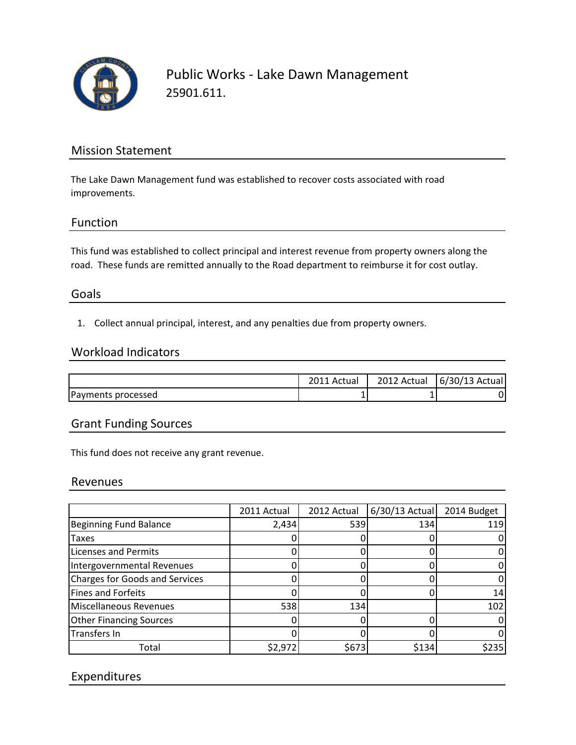# Public Works - Lake Dawn Management

25901.611.

## Mission Statement

The Lake Dawn Management fund was established to recover costs associated with road improvements.

## Function

This fund was established to collect principal and interest revenue from property owners along the road. These funds are remitted annually to the Road department to reimburse it for cost outlay.

## Goals

1. Collect annual principal, interest, and any penalties due from property owners.

## Workload Indicators

| | 2011 Actual | 2012 Actual | 6/30/13 Actual |
|---|---|---|---|
| Payments processed | 1 | 1 | 0 |

## Grant Funding Sources

This fund does not receive any grant revenue.

## Revenues

| | 2011 Actual | 2012 Actual | 6/30/13 Actual | 2014 Budget |
|---|---|---|---|---|
| Beginning Fund Balance | 2,434 | 539 | 134 | 119 |
| Taxes | 0 | 0 | 0 | 0 |
| Licenses and Permits | 0 | 0 | 0 | 0 |
| Intergovernmental Revenues | 0 | 0 | 0 | 0 |
| Charges for Goods and Services | 0 | 0 | 0 | 0 |
| Fines and Forfeits | 0 | 0 | 0 | 14 |
| Miscellaneous Revenues | 538 | 134 | | 102 |
| Other Financing Sources | 0 | 0 | 0 | 0 |
| Transfers In | 0 | 0 | 0 | 0 |
| Total | $2,972 | $673 | $134 | $235 |

## Expenditures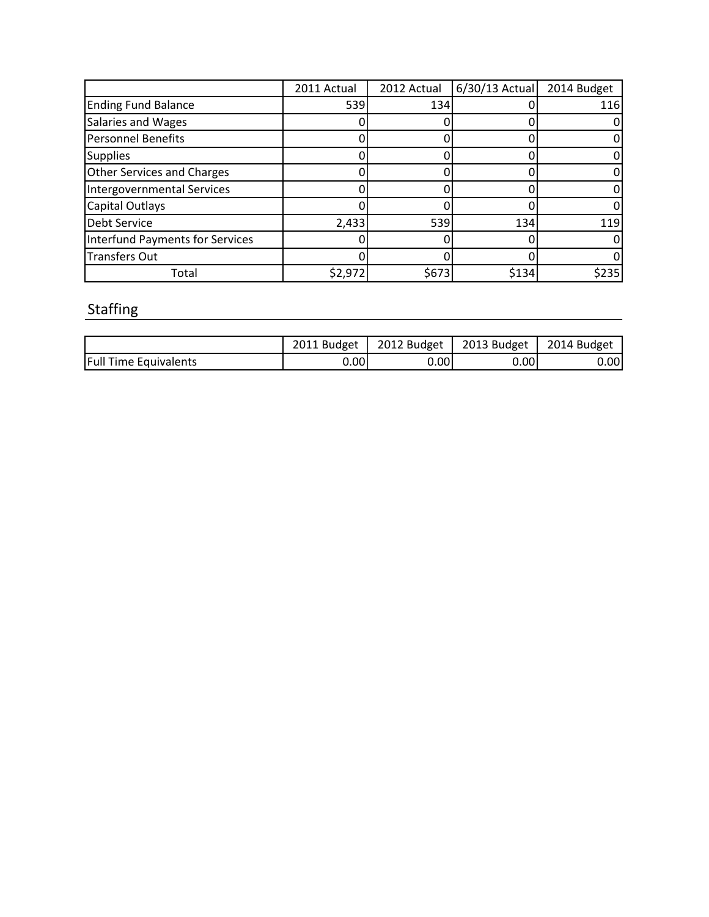| | 2011 Actual | 2012 Actual | 6/30/13 Actual | 2014 Budget |
|---|---|---|---|---|
| Ending Fund Balance | 539 | 134 | 0 | 116 |
| Salaries and Wages | 0 | 0 | 0 | 0 |
| Personnel Benefits | 0 | 0 | 0 | 0 |
| Supplies | 0 | 0 | 0 | 0 |
| Other Services and Charges | 0 | 0 | 0 | 0 |
| Intergovernmental Services | 0 | 0 | 0 | 0 |
| Capital Outlays | 0 | 0 | 0 | 0 |
| Debt Service | 2,433 | 539 | 134 | 119 |
| Interfund Payments for Services | 0 | 0 | 0 | 0 |
| Transfers Out | 0 | 0 | 0 | 0 |
| Total | $2,972 | $673 | $134 | $235 |

## Staffing

| | 2011 Budget | 2012 Budget | 2013 Budget | 2014 Budget |
|---|---|---|---|---|
| Full Time Equivalents | 0.00 | 0.00 | 0.00 | 0.00 |